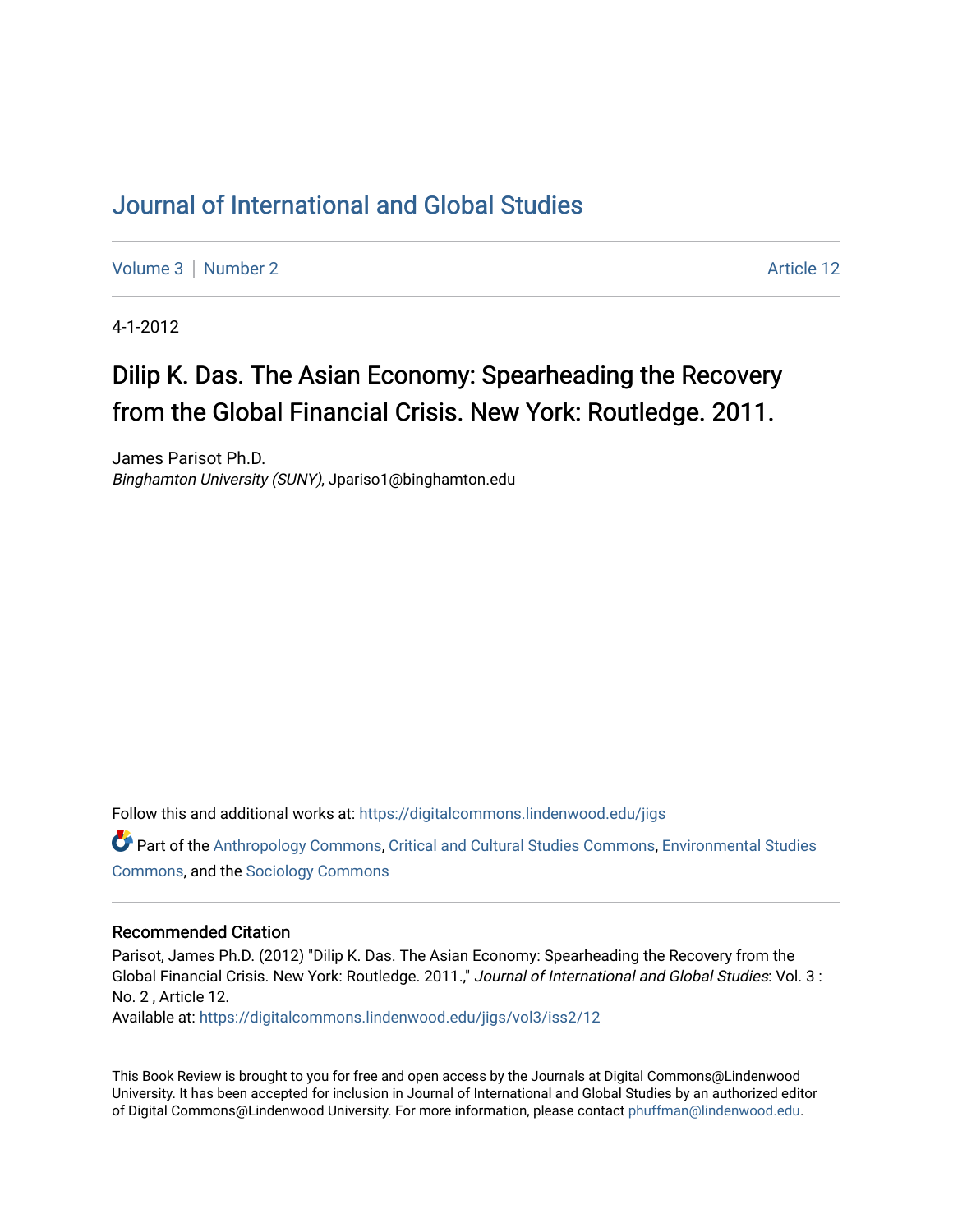# Journal of International and Global Studies

Volume 3 | Number 2 Article 12

4-1-2012

## Dilip K. Das. The Asian Economy: Spearheading the Recovery from the Global Financial Crisis. New York: Routledge. 2011.

James Parisot Ph.D.
*Binghamton University (SUNY)*, Jpariso1@binghamton.edu

Follow this and additional works at: https://digitalcommons.lindenwood.edu/jigs

Part of the Anthropology Commons, Critical and Cultural Studies Commons, Environmental Studies Commons, and the Sociology Commons

### Recommended Citation

Parisot, James Ph.D. (2012) "Dilip K. Das. The Asian Economy: Spearheading the Recovery from the Global Financial Crisis. New York: Routledge. 2011.," *Journal of International and Global Studies*: Vol. 3 : No. 2 , Article 12.
Available at: https://digitalcommons.lindenwood.edu/jigs/vol3/iss2/12

This Book Review is brought to you for free and open access by the Journals at Digital Commons@Lindenwood University. It has been accepted for inclusion in Journal of International and Global Studies by an authorized editor of Digital Commons@Lindenwood University. For more information, please contact phuffman@lindenwood.edu.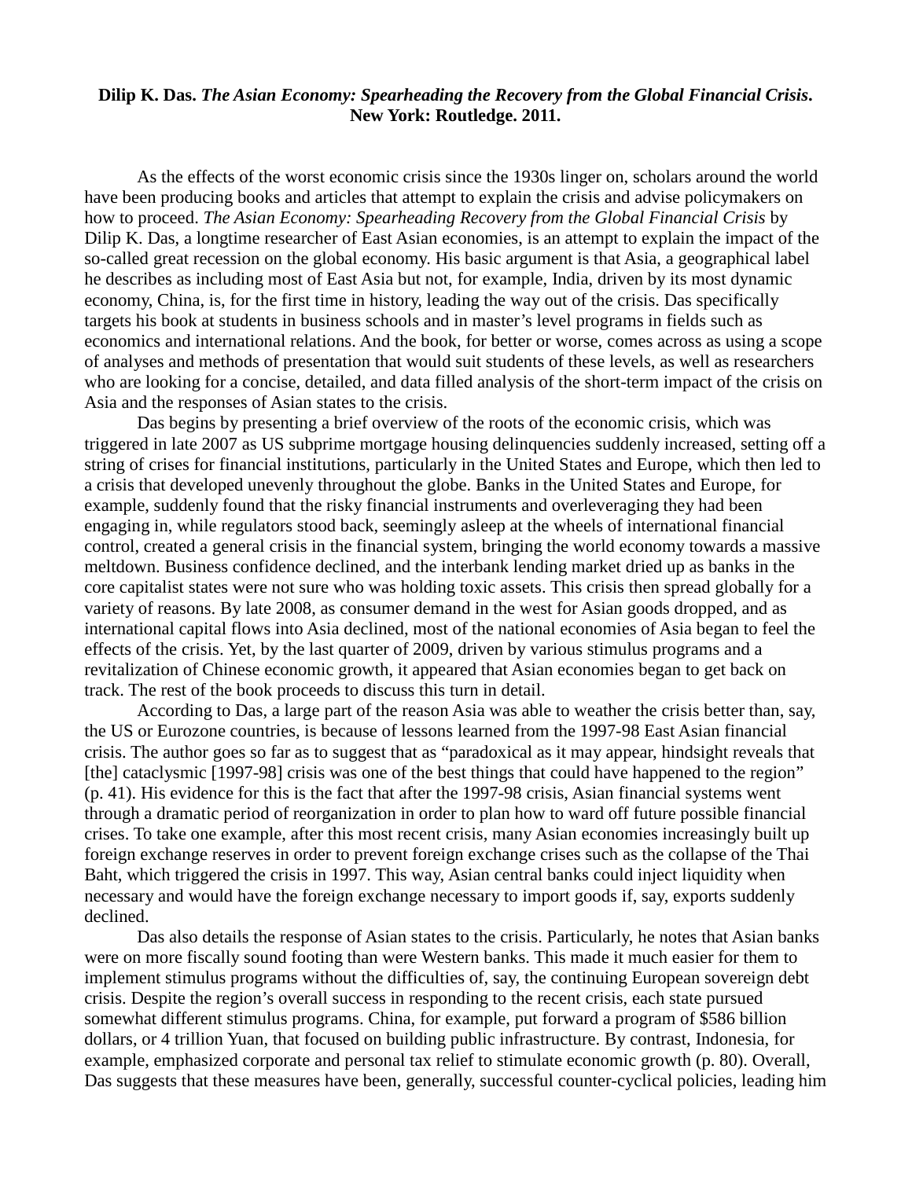**Dilip K. Das. *The Asian Economy: Spearheading the Recovery from the Global Financial Crisis*. New York: Routledge. 2011.**

As the effects of the worst economic crisis since the 1930s linger on, scholars around the world have been producing books and articles that attempt to explain the crisis and advise policymakers on how to proceed. *The Asian Economy: Spearheading Recovery from the Global Financial Crisis* by Dilip K. Das, a longtime researcher of East Asian economies, is an attempt to explain the impact of the so-called great recession on the global economy. His basic argument is that Asia, a geographical label he describes as including most of East Asia but not, for example, India, driven by its most dynamic economy, China, is, for the first time in history, leading the way out of the crisis. Das specifically targets his book at students in business schools and in master's level programs in fields such as economics and international relations. And the book, for better or worse, comes across as using a scope of analyses and methods of presentation that would suit students of these levels, as well as researchers who are looking for a concise, detailed, and data filled analysis of the short-term impact of the crisis on Asia and the responses of Asian states to the crisis.

Das begins by presenting a brief overview of the roots of the economic crisis, which was triggered in late 2007 as US subprime mortgage housing delinquencies suddenly increased, setting off a string of crises for financial institutions, particularly in the United States and Europe, which then led to a crisis that developed unevenly throughout the globe. Banks in the United States and Europe, for example, suddenly found that the risky financial instruments and overleveraging they had been engaging in, while regulators stood back, seemingly asleep at the wheels of international financial control, created a general crisis in the financial system, bringing the world economy towards a massive meltdown. Business confidence declined, and the interbank lending market dried up as banks in the core capitalist states were not sure who was holding toxic assets. This crisis then spread globally for a variety of reasons. By late 2008, as consumer demand in the west for Asian goods dropped, and as international capital flows into Asia declined, most of the national economies of Asia began to feel the effects of the crisis. Yet, by the last quarter of 2009, driven by various stimulus programs and a revitalization of Chinese economic growth, it appeared that Asian economies began to get back on track. The rest of the book proceeds to discuss this turn in detail.

According to Das, a large part of the reason Asia was able to weather the crisis better than, say, the US or Eurozone countries, is because of lessons learned from the 1997-98 East Asian financial crisis. The author goes so far as to suggest that as "paradoxical as it may appear, hindsight reveals that [the] cataclysmic [1997-98] crisis was one of the best things that could have happened to the region" (p. 41). His evidence for this is the fact that after the 1997-98 crisis, Asian financial systems went through a dramatic period of reorganization in order to plan how to ward off future possible financial crises. To take one example, after this most recent crisis, many Asian economies increasingly built up foreign exchange reserves in order to prevent foreign exchange crises such as the collapse of the Thai Baht, which triggered the crisis in 1997. This way, Asian central banks could inject liquidity when necessary and would have the foreign exchange necessary to import goods if, say, exports suddenly declined.

Das also details the response of Asian states to the crisis. Particularly, he notes that Asian banks were on more fiscally sound footing than were Western banks. This made it much easier for them to implement stimulus programs without the difficulties of, say, the continuing European sovereign debt crisis. Despite the region's overall success in responding to the recent crisis, each state pursued somewhat different stimulus programs. China, for example, put forward a program of $586 billion dollars, or 4 trillion Yuan, that focused on building public infrastructure. By contrast, Indonesia, for example, emphasized corporate and personal tax relief to stimulate economic growth (p. 80). Overall, Das suggests that these measures have been, generally, successful counter-cyclical policies, leading him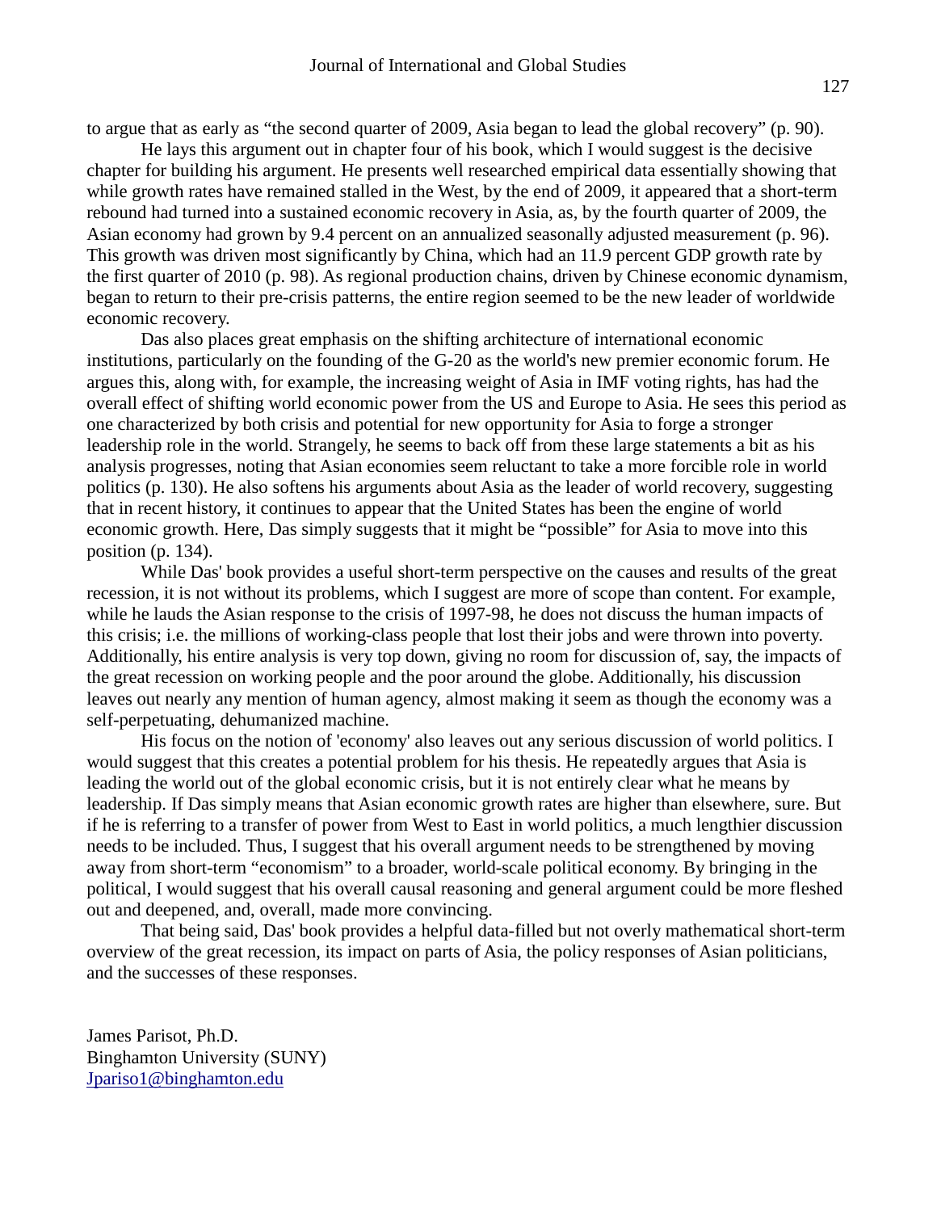to argue that as early as "the second quarter of 2009, Asia began to lead the global recovery" (p. 90).

He lays this argument out in chapter four of his book, which I would suggest is the decisive chapter for building his argument. He presents well researched empirical data essentially showing that while growth rates have remained stalled in the West, by the end of 2009, it appeared that a short-term rebound had turned into a sustained economic recovery in Asia, as, by the fourth quarter of 2009, the Asian economy had grown by 9.4 percent on an annualized seasonally adjusted measurement (p. 96). This growth was driven most significantly by China, which had an 11.9 percent GDP growth rate by the first quarter of 2010 (p. 98). As regional production chains, driven by Chinese economic dynamism, began to return to their pre-crisis patterns, the entire region seemed to be the new leader of worldwide economic recovery.

Das also places great emphasis on the shifting architecture of international economic institutions, particularly on the founding of the G-20 as the world's new premier economic forum. He argues this, along with, for example, the increasing weight of Asia in IMF voting rights, has had the overall effect of shifting world economic power from the US and Europe to Asia. He sees this period as one characterized by both crisis and potential for new opportunity for Asia to forge a stronger leadership role in the world. Strangely, he seems to back off from these large statements a bit as his analysis progresses, noting that Asian economies seem reluctant to take a more forcible role in world politics (p. 130). He also softens his arguments about Asia as the leader of world recovery, suggesting that in recent history, it continues to appear that the United States has been the engine of world economic growth. Here, Das simply suggests that it might be "possible" for Asia to move into this position (p. 134).

While Das' book provides a useful short-term perspective on the causes and results of the great recession, it is not without its problems, which I suggest are more of scope than content. For example, while he lauds the Asian response to the crisis of 1997-98, he does not discuss the human impacts of this crisis; i.e. the millions of working-class people that lost their jobs and were thrown into poverty. Additionally, his entire analysis is very top down, giving no room for discussion of, say, the impacts of the great recession on working people and the poor around the globe. Additionally, his discussion leaves out nearly any mention of human agency, almost making it seem as though the economy was a self-perpetuating, dehumanized machine.

His focus on the notion of 'economy' also leaves out any serious discussion of world politics. I would suggest that this creates a potential problem for his thesis. He repeatedly argues that Asia is leading the world out of the global economic crisis, but it is not entirely clear what he means by leadership. If Das simply means that Asian economic growth rates are higher than elsewhere, sure. But if he is referring to a transfer of power from West to East in world politics, a much lengthier discussion needs to be included. Thus, I suggest that his overall argument needs to be strengthened by moving away from short-term "economism" to a broader, world-scale political economy. By bringing in the political, I would suggest that his overall causal reasoning and general argument could be more fleshed out and deepened, and, overall, made more convincing.

That being said, Das' book provides a helpful data-filled but not overly mathematical short-term overview of the great recession, its impact on parts of Asia, the policy responses of Asian politicians, and the successes of these responses.

James Parisot, Ph.D.
Binghamton University (SUNY)
Jpariso1@binghamton.edu